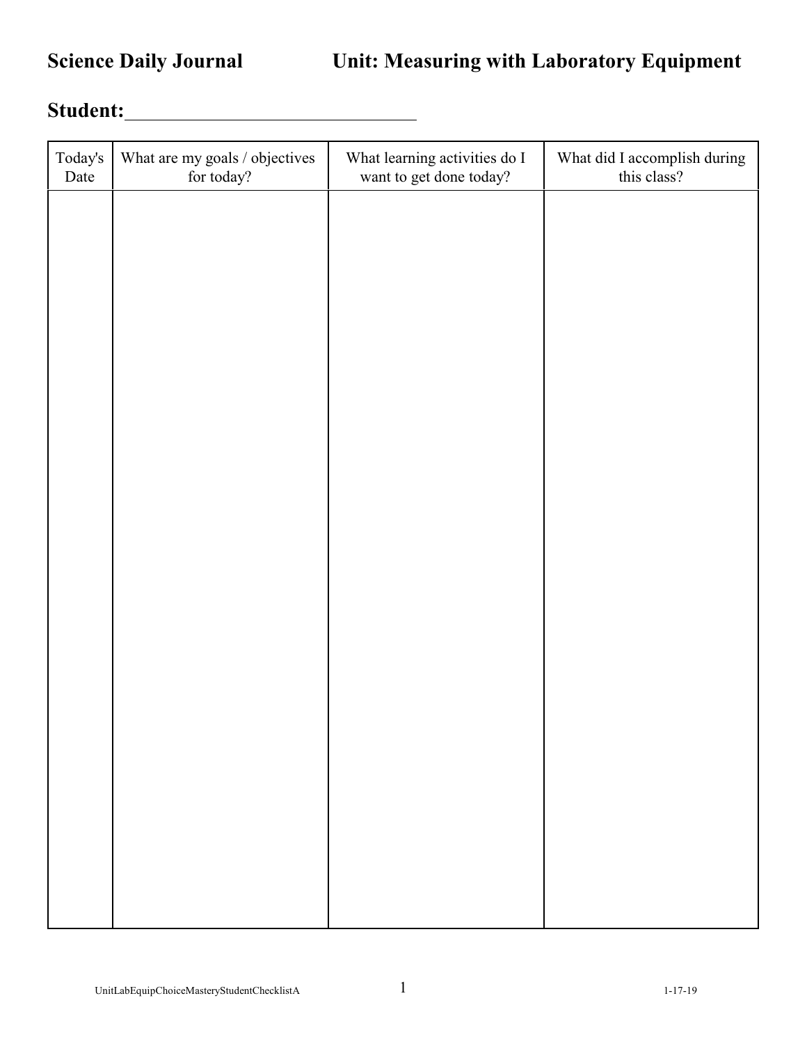**Science Daily Journal** **Unit: Measuring with Laboratory Equipment**

**Student:**______________________________

| Today's Date | What are my goals / objectives for today? | What learning activities do I want to get done today? | What did I accomplish during this class? |
|---|---|---|---|
| | | | |

UnitLabEquipChoiceMasteryStudentChecklistA 1-17-19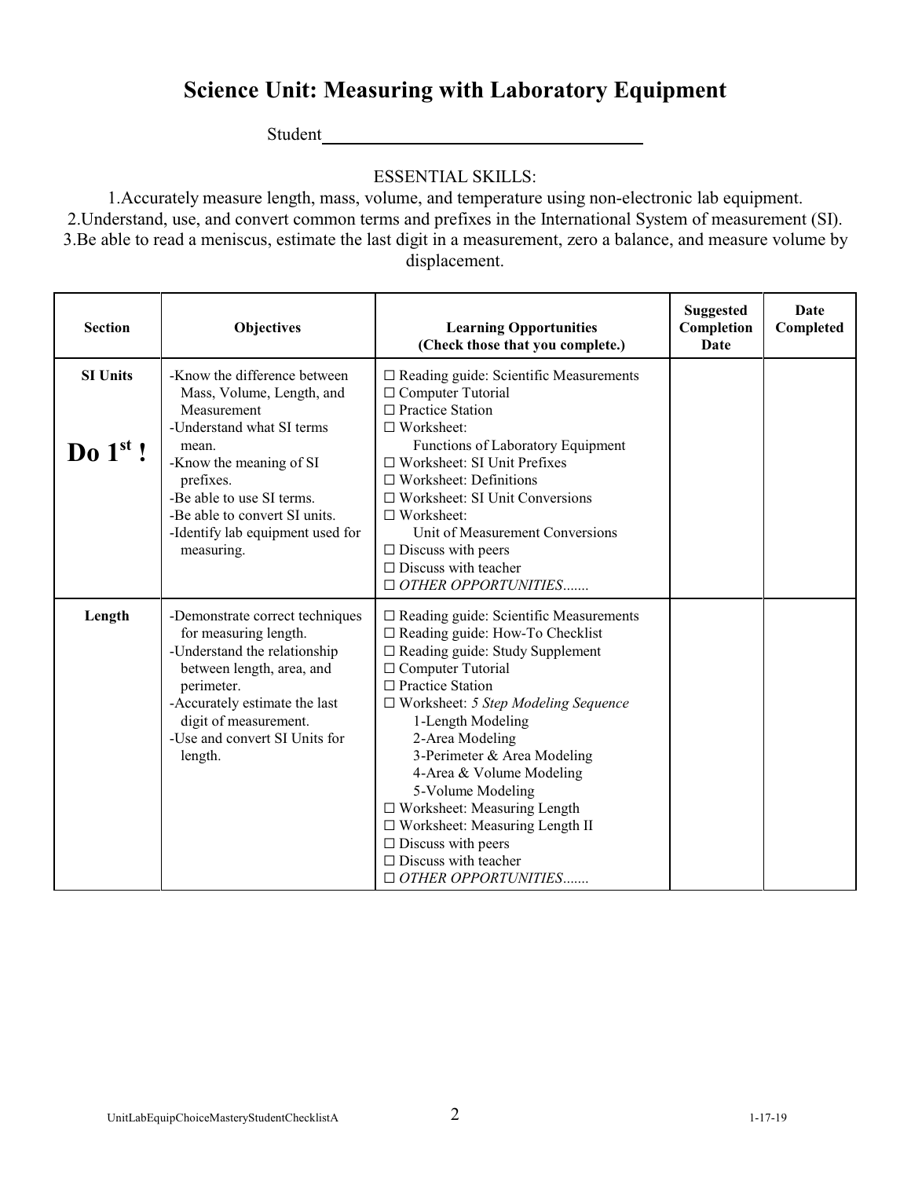# Science Unit: Measuring with Laboratory Equipment

Student____________________________________

ESSENTIAL SKILLS:

1. Accurately measure length, mass, volume, and temperature using non-electronic lab equipment.
2. Understand, use, and convert common terms and prefixes in the International System of measurement (SI).
3. Be able to read a meniscus, estimate the last digit in a measurement, zero a balance, and measure volume by displacement.

| Section | Objectives | Learning Opportunities (Check those that you complete.) | Suggested Completion Date | Date Completed |
|---|---|---|---|---|
| **SI Units**<br><br>**Do 1st !** | -Know the difference between Mass, Volume, Length, and Measurement<br>-Understand what SI terms mean.<br>-Know the meaning of SI prefixes.<br>-Be able to use SI terms.<br>-Be able to convert SI units.<br>-Identify lab equipment used for measuring. | ☐ Reading guide: Scientific Measurements<br>☐ Computer Tutorial<br>☐ Practice Station<br>☐ Worksheet: Functions of Laboratory Equipment<br>☐ Worksheet: SI Unit Prefixes<br>☐ Worksheet: Definitions<br>☐ Worksheet: SI Unit Conversions<br>☐ Worksheet: Unit of Measurement Conversions<br>☐ Discuss with peers<br>☐ Discuss with teacher<br>☐ *OTHER OPPORTUNITIES.......* | | |
| **Length** | -Demonstrate correct techniques for measuring length.<br>-Understand the relationship between length, area, and perimeter.<br>-Accurately estimate the last digit of measurement.<br>-Use and convert SI Units for length. | ☐ Reading guide: Scientific Measurements<br>☐ Reading guide: How-To Checklist<br>☐ Reading guide: Study Supplement<br>☐ Computer Tutorial<br>☐ Practice Station<br>☐ Worksheet: *5 Step Modeling Sequence*<br>1-Length Modeling<br>2-Area Modeling<br>3-Perimeter & Area Modeling<br>4-Area & Volume Modeling<br>5-Volume Modeling<br>☐ Worksheet: Measuring Length<br>☐ Worksheet: Measuring Length II<br>☐ Discuss with peers<br>☐ Discuss with teacher<br>☐ *OTHER OPPORTUNITIES.......* | | |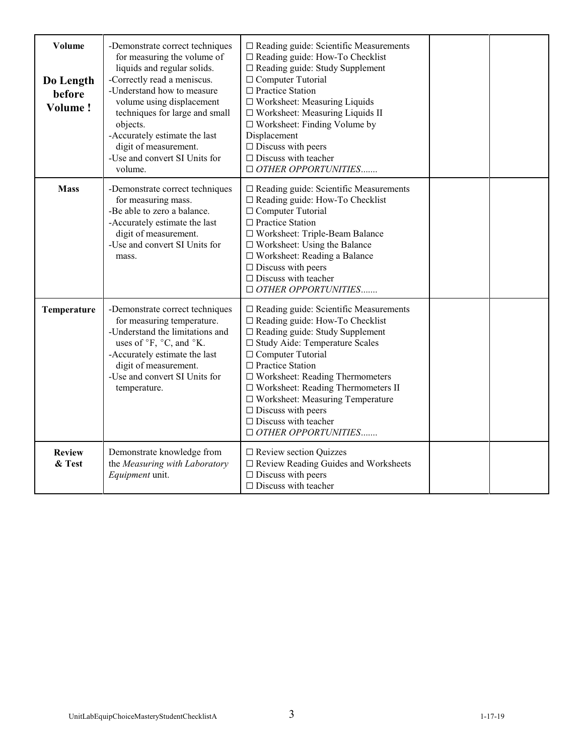| | | | | |
|---|---|---|---|---|
| **Volume**<br><br>**Do Length before Volume !** | -Demonstrate correct techniques for measuring the volume of liquids and regular solids.<br>-Correctly read a meniscus.<br>-Understand how to measure volume using displacement techniques for large and small objects.<br>-Accurately estimate the last digit of measurement.<br>-Use and convert SI Units for volume. | ☐ Reading guide: Scientific Measurements<br>☐ Reading guide: How-To Checklist<br>☐ Reading guide: Study Supplement<br>☐ Computer Tutorial<br>☐ Practice Station<br>☐ Worksheet: Measuring Liquids<br>☐ Worksheet: Measuring Liquids II<br>☐ Worksheet: Finding Volume by Displacement<br>☐ Discuss with peers<br>☐ Discuss with teacher<br>☐ *OTHER OPPORTUNITIES.......* | | |
| **Mass** | -Demonstrate correct techniques for measuring mass.<br>-Be able to zero a balance.<br>-Accurately estimate the last digit of measurement.<br>-Use and convert SI Units for mass. | ☐ Reading guide: Scientific Measurements<br>☐ Reading guide: How-To Checklist<br>☐ Computer Tutorial<br>☐ Practice Station<br>☐ Worksheet: Triple-Beam Balance<br>☐ Worksheet: Using the Balance<br>☐ Worksheet: Reading a Balance<br>☐ Discuss with peers<br>☐ Discuss with teacher<br>☐ *OTHER OPPORTUNITIES.......* | | |
| **Temperature** | -Demonstrate correct techniques for measuring temperature.<br>-Understand the limitations and uses of °F, °C, and °K.<br>-Accurately estimate the last digit of measurement.<br>-Use and convert SI Units for temperature. | ☐ Reading guide: Scientific Measurements<br>☐ Reading guide: How-To Checklist<br>☐ Reading guide: Study Supplement<br>☐ Study Aide: Temperature Scales<br>☐ Computer Tutorial<br>☐ Practice Station<br>☐ Worksheet: Reading Thermometers<br>☐ Worksheet: Reading Thermometers II<br>☐ Worksheet: Measuring Temperature<br>☐ Discuss with peers<br>☐ Discuss with teacher<br>☐ *OTHER OPPORTUNITIES.......* | | |
| **Review & Test** | Demonstrate knowledge from the *Measuring with Laboratory Equipment* unit. | ☐ Review section Quizzes<br>☐ Review Reading Guides and Worksheets<br>☐ Discuss with peers<br>☐ Discuss with teacher | | |